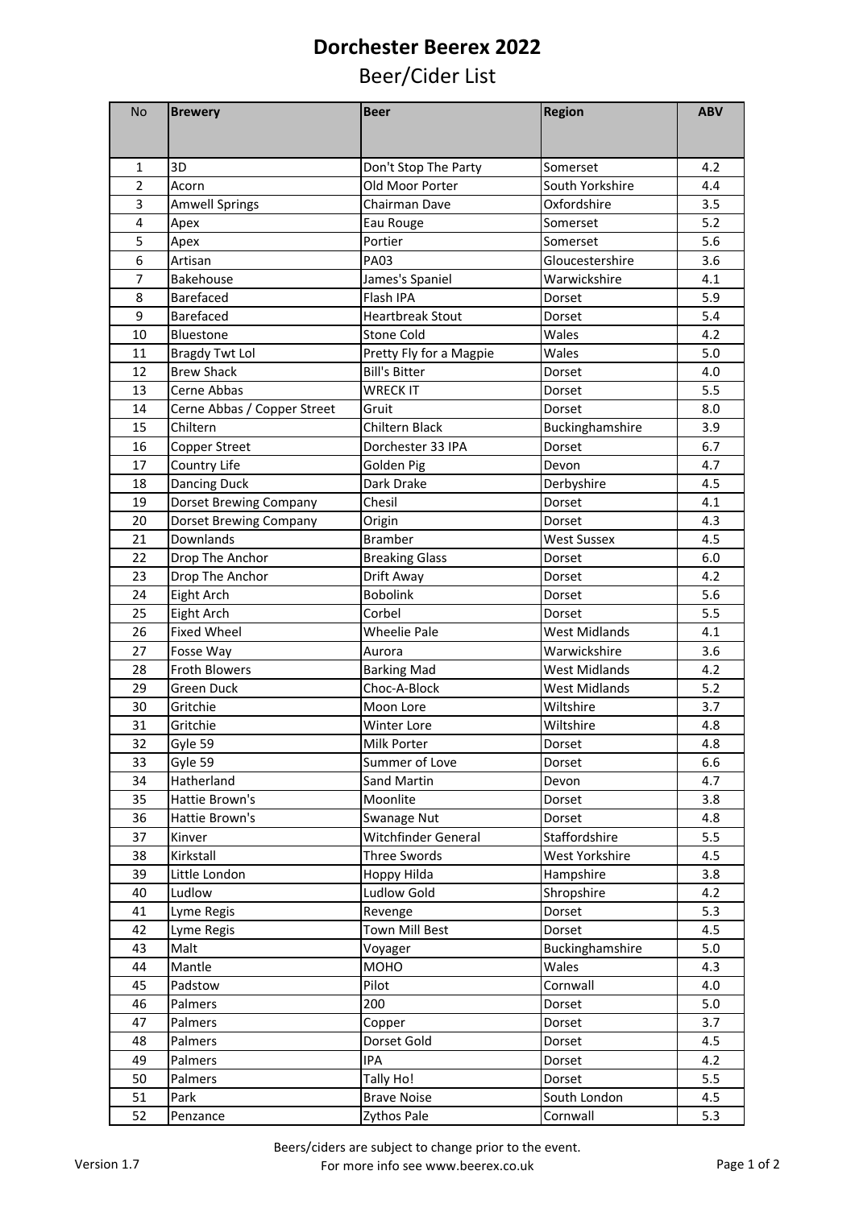# Dorchester Beerex 2022

## Beer/Cider List

| No | Brewery | Beer | Region | ABV |
|---|---|---|---|---|
| 1 | 3D | Don't Stop The Party | Somerset | 4.2 |
| 2 | Acorn | Old Moor Porter | South Yorkshire | 4.4 |
| 3 | Amwell Springs | Chairman Dave | Oxfordshire | 3.5 |
| 4 | Apex | Eau Rouge | Somerset | 5.2 |
| 5 | Apex | Portier | Somerset | 5.6 |
| 6 | Artisan | PA03 | Gloucestershire | 3.6 |
| 7 | Bakehouse | James's Spaniel | Warwickshire | 4.1 |
| 8 | Barefaced | Flash IPA | Dorset | 5.9 |
| 9 | Barefaced | Heartbreak Stout | Dorset | 5.4 |
| 10 | Bluestone | Stone Cold | Wales | 4.2 |
| 11 | Bragdy Twt Lol | Pretty Fly for a Magpie | Wales | 5.0 |
| 12 | Brew Shack | Bill's Bitter | Dorset | 4.0 |
| 13 | Cerne Abbas | WRECK IT | Dorset | 5.5 |
| 14 | Cerne Abbas / Copper Street | Gruit | Dorset | 8.0 |
| 15 | Chiltern | Chiltern Black | Buckinghamshire | 3.9 |
| 16 | Copper Street | Dorchester 33 IPA | Dorset | 6.7 |
| 17 | Country Life | Golden Pig | Devon | 4.7 |
| 18 | Dancing Duck | Dark Drake | Derbyshire | 4.5 |
| 19 | Dorset Brewing Company | Chesil | Dorset | 4.1 |
| 20 | Dorset Brewing Company | Origin | Dorset | 4.3 |
| 21 | Downlands | Bramber | West Sussex | 4.5 |
| 22 | Drop The Anchor | Breaking Glass | Dorset | 6.0 |
| 23 | Drop The Anchor | Drift Away | Dorset | 4.2 |
| 24 | Eight Arch | Bobolink | Dorset | 5.6 |
| 25 | Eight Arch | Corbel | Dorset | 5.5 |
| 26 | Fixed Wheel | Wheelie Pale | West Midlands | 4.1 |
| 27 | Fosse Way | Aurora | Warwickshire | 3.6 |
| 28 | Froth Blowers | Barking Mad | West Midlands | 4.2 |
| 29 | Green Duck | Choc-A-Block | West Midlands | 5.2 |
| 30 | Gritchie | Moon Lore | Wiltshire | 3.7 |
| 31 | Gritchie | Winter Lore | Wiltshire | 4.8 |
| 32 | Gyle 59 | Milk Porter | Dorset | 4.8 |
| 33 | Gyle 59 | Summer of Love | Dorset | 6.6 |
| 34 | Hatherland | Sand Martin | Devon | 4.7 |
| 35 | Hattie Brown's | Moonlite | Dorset | 3.8 |
| 36 | Hattie Brown's | Swanage Nut | Dorset | 4.8 |
| 37 | Kinver | Witchfinder General | Staffordshire | 5.5 |
| 38 | Kirkstall | Three Swords | West Yorkshire | 4.5 |
| 39 | Little London | Hoppy Hilda | Hampshire | 3.8 |
| 40 | Ludlow | Ludlow Gold | Shropshire | 4.2 |
| 41 | Lyme Regis | Revenge | Dorset | 5.3 |
| 42 | Lyme Regis | Town Mill Best | Dorset | 4.5 |
| 43 | Malt | Voyager | Buckinghamshire | 5.0 |
| 44 | Mantle | MOHO | Wales | 4.3 |
| 45 | Padstow | Pilot | Cornwall | 4.0 |
| 46 | Palmers | 200 | Dorset | 5.0 |
| 47 | Palmers | Copper | Dorset | 3.7 |
| 48 | Palmers | Dorset Gold | Dorset | 4.5 |
| 49 | Palmers | IPA | Dorset | 4.2 |
| 50 | Palmers | Tally Ho! | Dorset | 5.5 |
| 51 | Park | Brave Noise | South London | 4.5 |
| 52 | Penzance | Zythos Pale | Cornwall | 5.3 |

Beers/ciders are subject to change prior to the event.
For more info see www.beerex.co.uk

Version 1.7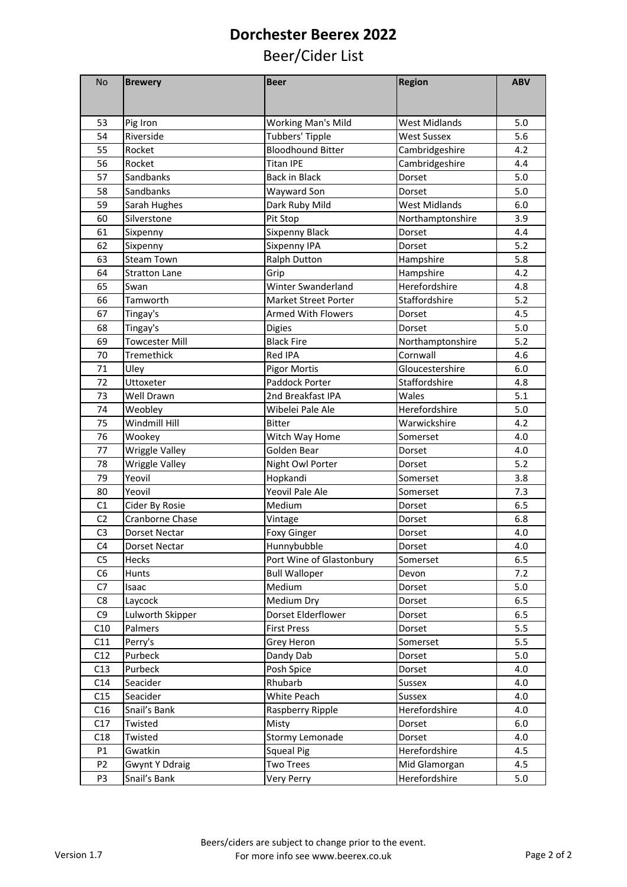# Dorchester Beerex 2022

## Beer/Cider List

| No | Brewery | Beer | Region | ABV |
|---|---|---|---|---|
| 53 | Pig Iron | Working Man's Mild | West Midlands | 5.0 |
| 54 | Riverside | Tubbers' Tipple | West Sussex | 5.6 |
| 55 | Rocket | Bloodhound Bitter | Cambridgeshire | 4.2 |
| 56 | Rocket | Titan IPE | Cambridgeshire | 4.4 |
| 57 | Sandbanks | Back in Black | Dorset | 5.0 |
| 58 | Sandbanks | Wayward Son | Dorset | 5.0 |
| 59 | Sarah Hughes | Dark Ruby Mild | West Midlands | 6.0 |
| 60 | Silverstone | Pit Stop | Northamptonshire | 3.9 |
| 61 | Sixpenny | Sixpenny Black | Dorset | 4.4 |
| 62 | Sixpenny | Sixpenny IPA | Dorset | 5.2 |
| 63 | Steam Town | Ralph Dutton | Hampshire | 5.8 |
| 64 | Stratton Lane | Grip | Hampshire | 4.2 |
| 65 | Swan | Winter Swanderland | Herefordshire | 4.8 |
| 66 | Tamworth | Market Street Porter | Staffordshire | 5.2 |
| 67 | Tingay's | Armed With Flowers | Dorset | 4.5 |
| 68 | Tingay's | Digies | Dorset | 5.0 |
| 69 | Towcester Mill | Black Fire | Northamptonshire | 5.2 |
| 70 | Tremethick | Red IPA | Cornwall | 4.6 |
| 71 | Uley | Pigor Mortis | Gloucestershire | 6.0 |
| 72 | Uttoxeter | Paddock Porter | Staffordshire | 4.8 |
| 73 | Well Drawn | 2nd Breakfast IPA | Wales | 5.1 |
| 74 | Weobley | Wibelei Pale Ale | Herefordshire | 5.0 |
| 75 | Windmill Hill | Bitter | Warwickshire | 4.2 |
| 76 | Wookey | Witch Way Home | Somerset | 4.0 |
| 77 | Wriggle Valley | Golden Bear | Dorset | 4.0 |
| 78 | Wriggle Valley | Night Owl Porter | Dorset | 5.2 |
| 79 | Yeovil | Hopkandi | Somerset | 3.8 |
| 80 | Yeovil | Yeovil Pale Ale | Somerset | 7.3 |
| C1 | Cider By Rosie | Medium | Dorset | 6.5 |
| C2 | Cranborne Chase | Vintage | Dorset | 6.8 |
| C3 | Dorset Nectar | Foxy Ginger | Dorset | 4.0 |
| C4 | Dorset Nectar | Hunnybubble | Dorset | 4.0 |
| C5 | Hecks | Port Wine of Glastonbury | Somerset | 6.5 |
| C6 | Hunts | Bull Walloper | Devon | 7.2 |
| C7 | Isaac | Medium | Dorset | 5.0 |
| C8 | Laycock | Medium Dry | Dorset | 6.5 |
| C9 | Lulworth Skipper | Dorset Elderflower | Dorset | 6.5 |
| C10 | Palmers | First Press | Dorset | 5.5 |
| C11 | Perry's | Grey Heron | Somerset | 5.5 |
| C12 | Purbeck | Dandy Dab | Dorset | 5.0 |
| C13 | Purbeck | Posh Spice | Dorset | 4.0 |
| C14 | Seacider | Rhubarb | Sussex | 4.0 |
| C15 | Seacider | White Peach | Sussex | 4.0 |
| C16 | Snail's Bank | Raspberry Ripple | Herefordshire | 4.0 |
| C17 | Twisted | Misty | Dorset | 6.0 |
| C18 | Twisted | Stormy Lemonade | Dorset | 4.0 |
| P1 | Gwatkin | Squeal Pig | Herefordshire | 4.5 |
| P2 | Gwynt Y Ddraig | Two Trees | Mid Glamorgan | 4.5 |
| P3 | Snail's Bank | Very Perry | Herefordshire | 5.0 |

Version 1.7

Beers/ciders are subject to change prior to the event.
For more info see www.beerex.co.uk